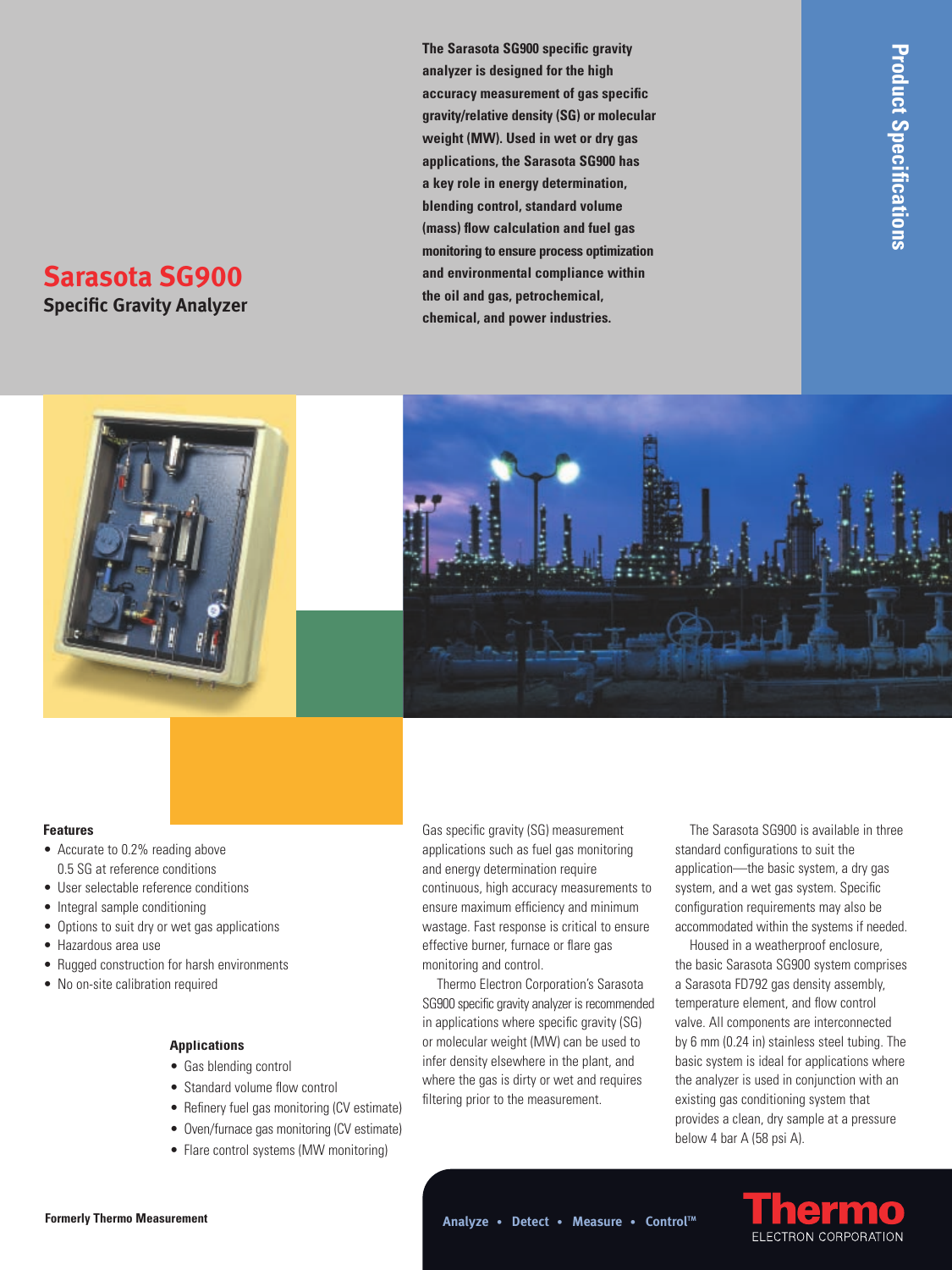# Sarasota SG900

## Specific Gravity Analyzer

**The Sarasota SG900 specific gravity analyzer is designed for the high accuracy measurement of gas specific gravity/relative density (SG) or molecular weight (MW). Used in wet or dry gas applications, the Sarasota SG900 has a key role in energy determination, blending control, standard volume (mass) flow calculation and fuel gas monitoring to ensure process optimization and environmental compliance within the oil and gas, petrochemical, chemical, and power industries.**

Product Specifications

### Features

- Accurate to 0.2% reading above 0.5 SG at reference conditions
- User selectable reference conditions
- Integral sample conditioning
- Options to suit dry or wet gas applications
- Hazardous area use
- Rugged construction for harsh environments
- No on-site calibration required

### Applications

- Gas blending control
- Standard volume flow control
- Refinery fuel gas monitoring (CV estimate)
- Oven/furnace gas monitoring (CV estimate)
- Flare control systems (MW monitoring)

Gas specific gravity (SG) measurement applications such as fuel gas monitoring and energy determination require continuous, high accuracy measurements to ensure maximum efficiency and minimum wastage. Fast response is critical to ensure effective burner, furnace or flare gas monitoring and control.

Thermo Electron Corporation's Sarasota SG900 specific gravity analyzer is recommended in applications where specific gravity (SG) or molecular weight (MW) can be used to infer density elsewhere in the plant, and where the gas is dirty or wet and requires filtering prior to the measurement.

The Sarasota SG900 is available in three standard configurations to suit the application—the basic system, a dry gas system, and a wet gas system. Specific configuration requirements may also be accommodated within the systems if needed.

Housed in a weatherproof enclosure, the basic Sarasota SG900 system comprises a Sarasota FD792 gas density assembly, temperature element, and flow control valve. All components are interconnected by 6 mm (0.24 in) stainless steel tubing. The basic system is ideal for applications where the analyzer is used in conjunction with an existing gas conditioning system that provides a clean, dry sample at a pressure below 4 bar A (58 psi A).

Formerly Thermo Measurement

Analyze • Detect • Measure • Control™

Thermo ELECTRON CORPORATION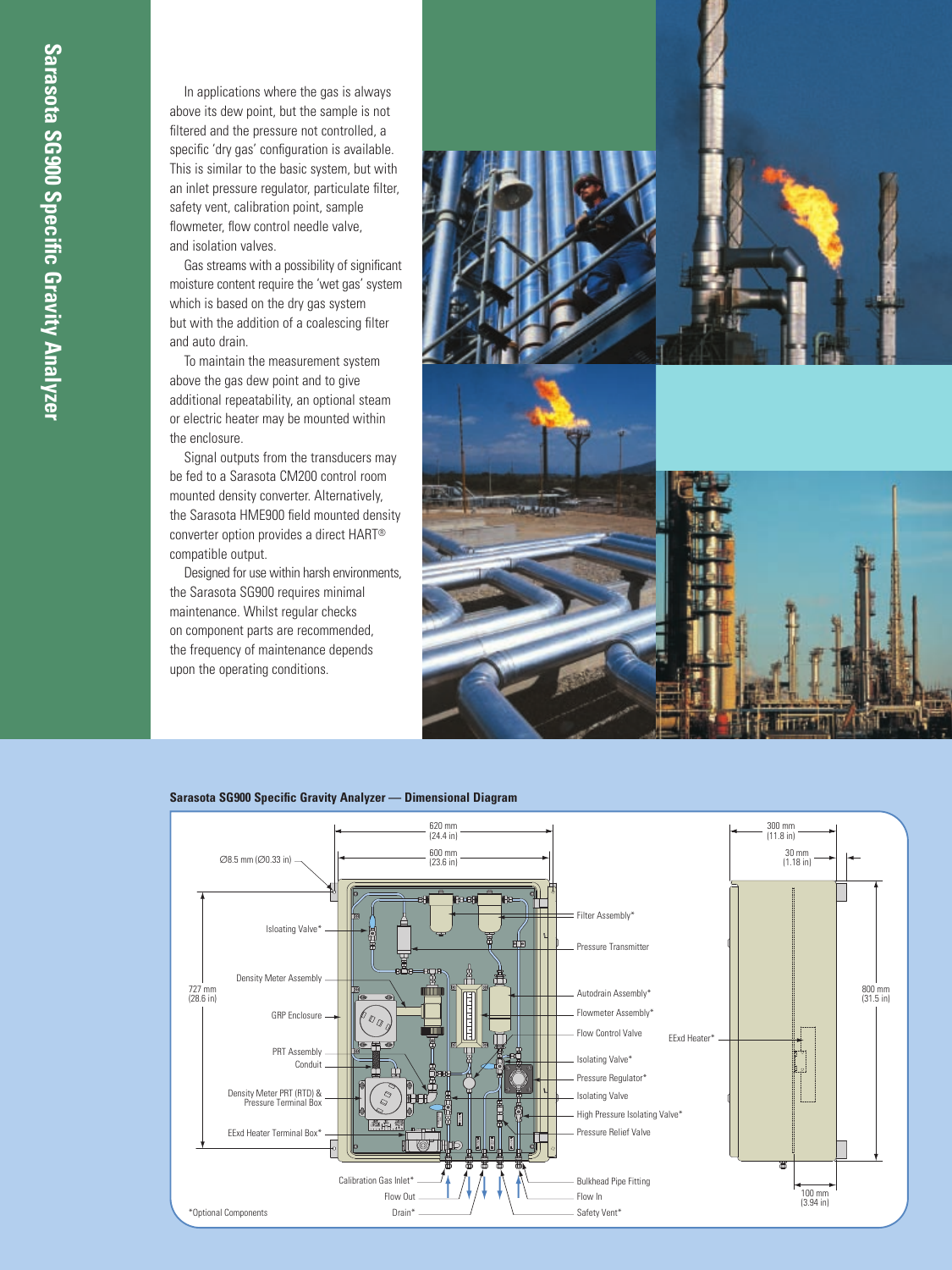In applications where the gas is always above its dew point, but the sample is not filtered and the pressure not controlled, a specific 'dry gas' configuration is available. This is similar to the basic system, but with an inlet pressure regulator, particulate filter, safety vent, calibration point, sample flowmeter, flow control needle valve, and isolation valves.

Gas streams with a possibility of significant moisture content require the 'wet gas' system which is based on the dry gas system but with the addition of a coalescing filter and auto drain.

To maintain the measurement system above the gas dew point and to give additional repeatability, an optional steam or electric heater may be mounted within the enclosure.

Signal outputs from the transducers may be fed to a Sarasota CM200 control room mounted density converter. Alternatively, the Sarasota HME900 field mounted density converter option provides a direct HART® compatible output.

Designed for use within harsh environments, the Sarasota SG900 requires minimal maintenance. Whilst regular checks on component parts are recommended, the frequency of maintenance depends upon the operating conditions.

**Sarasota SG900 Specific Gravity Analyzer — Dimensional Diagram**

620 mm (24.4 in)
600 mm (23.6 in)
Ø8.5 mm (Ø0.33 in)
727 mm (28.6 in)
300 mm (11.8 in)
30 mm (1.18 in)
800 mm (31.5 in)
100 mm (3.94 in)

Isloating Valve*
Density Meter Assembly
GRP Enclosure
PRT Assembly
Conduit
Density Meter PRT (RTD) & Pressure Terminal Box
EExd Heater Terminal Box*
Calibration Gas Inlet*
Flow Out
Drain*
Filter Assembly*
Pressure Transmitter
Autodrain Assembly*
Flowmeter Assembly*
Flow Control Valve
Isolating Valve*
Pressure Regulator*
Isolating Valve
High Pressure Isolating Valve*
Pressure Relief Valve
Bulkhead Pipe Fitting
Flow In
Safety Vent*
EExd Heater*

*Optional Components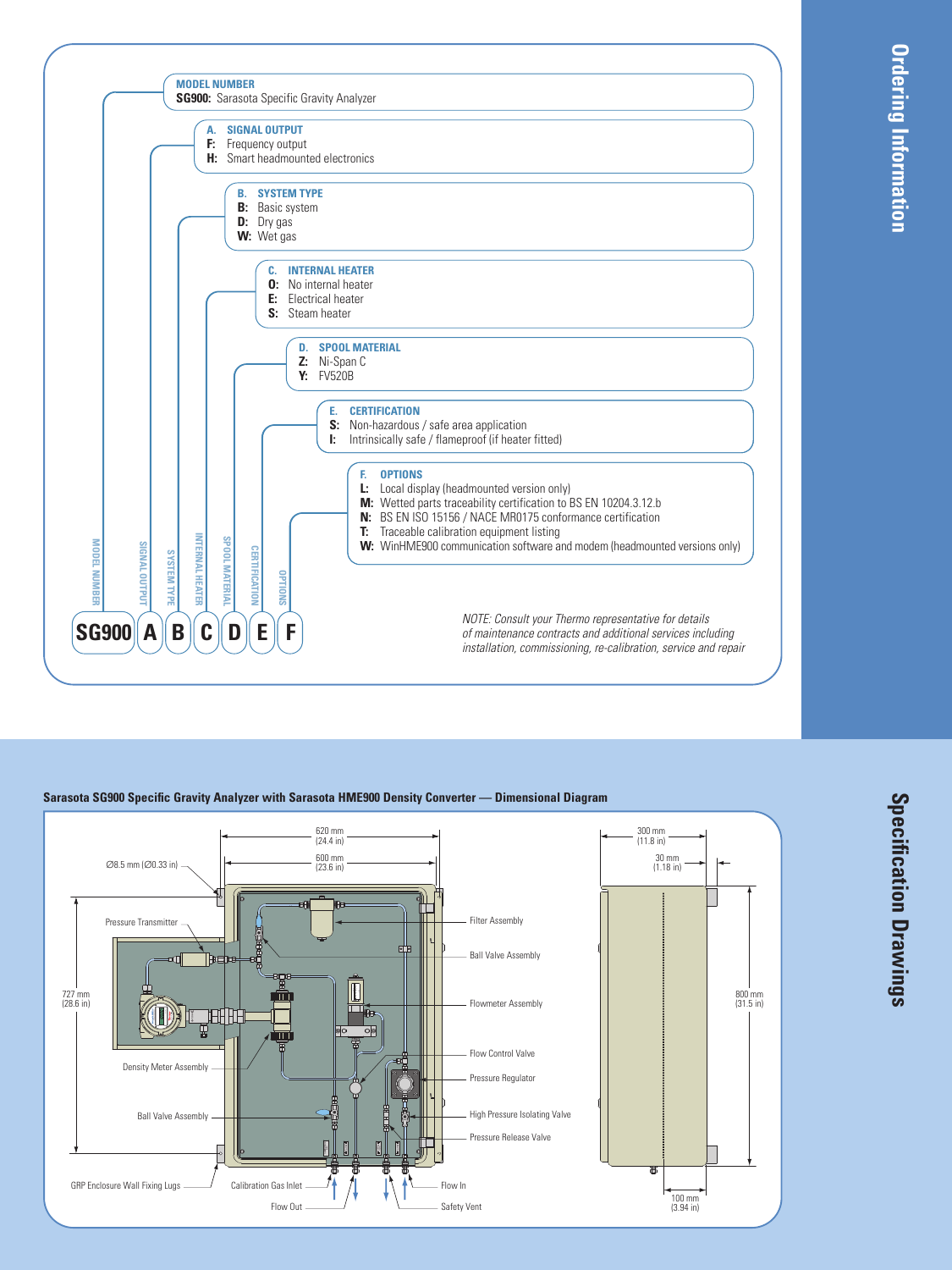## Ordering Information

**MODEL NUMBER**
**SG900:** Sarasota Specific Gravity Analyzer

**A. SIGNAL OUTPUT**
- **F:** Frequency output
- **H:** Smart headmounted electronics

**B. SYSTEM TYPE**
- **B:** Basic system
- **D:** Dry gas
- **W:** Wet gas

**C. INTERNAL HEATER**
- **O:** No internal heater
- **E:** Electrical heater
- **S:** Steam heater

**D. SPOOL MATERIAL**
- **Z:** Ni-Span C
- **Y:** FV520B

**E. CERTIFICATION**
- **S:** Non-hazardous / safe area application
- **I:** Intrinsically safe / flameproof (if heater fitted)

**F. OPTIONS**
- **L:** Local display (headmounted version only)
- **M:** Wetted parts traceability certification to BS EN 10204.3.12.b
- **N:** BS EN ISO 15156 / NACE MR0175 conformance certification
- **T:** Traceable calibration equipment listing
- **W:** WinHME900 communication software and modem (headmounted versions only)

MODEL NUMBER | SIGNAL OUTPUT | SYSTEM TYPE | INTERNAL HEATER | SPOOL MATERIAL | CERTIFICATION | OPTIONS

**SG900 A B C D E F**

*NOTE: Consult your Thermo representative for details of maintenance contracts and additional services including installation, commissioning, re-calibration, service and repair*

## Specification Drawings

**Sarasota SG900 Specific Gravity Analyzer with Sarasota HME900 Density Converter — Dimensional Diagram**

620 mm (24.4 in)
600 mm (23.6 in)
Ø8.5 mm (Ø0.33 in)
727 mm (28.6 in)
300 mm (11.8 in)
30 mm (1.18 in)
800 mm (31.5 in)
100 mm (3.94 in)

Pressure Transmitter
Filter Assembly
Ball Valve Assembly
Flowmeter Assembly
Flow Control Valve
Pressure Regulator
Density Meter Assembly
Ball Valve Assembly
High Pressure Isolating Valve
Pressure Release Valve
GRP Enclosure Wall Fixing Lugs
Calibration Gas Inlet
Flow In
Flow Out
Safety Vent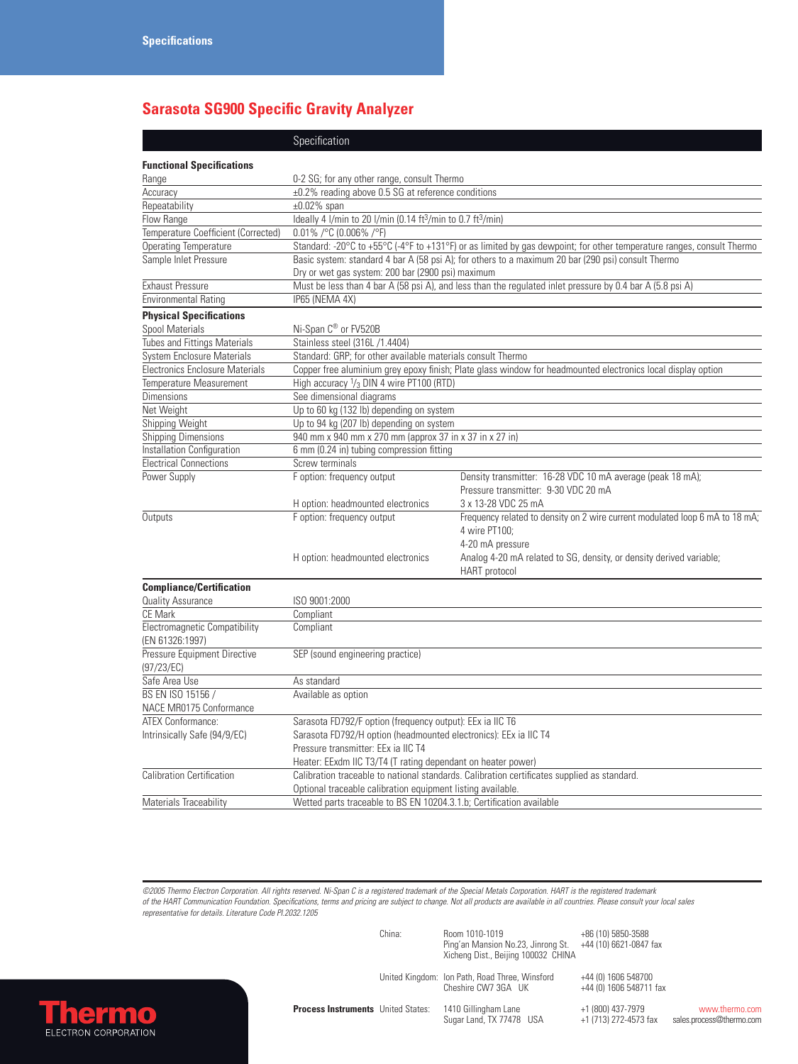Specifications

## Sarasota SG900 Specific Gravity Analyzer

| | Specification | |
|---|---|---|
| **Functional Specifications** | | |
| Range | 0-2 SG; for any other range, consult Thermo | |
| Accuracy | ±0.2% reading above 0.5 SG at reference conditions | |
| Repeatability | ±0.02% span | |
| Flow Range | Ideally 4 l/min to 20 l/min (0.14 $ft^3$/min to 0.7 $ft^3$/min) | |
| Temperature Coefficient (Corrected) | 0.01% /°C (0.006% /°F) | |
| Operating Temperature | Standard: -20°C to +55°C (-4°F to +131°F) or as limited by gas dewpoint; for other temperature ranges, consult Thermo | |
| Sample Inlet Pressure | Basic system: standard 4 bar A (58 psi A); for others to a maximum 20 bar (290 psi) consult Thermo<br>Dry or wet gas system: 200 bar (2900 psi) maximum | |
| Exhaust Pressure | Must be less than 4 bar A (58 psi A), and less than the regulated inlet pressure by 0.4 bar A (5.8 psi A) | |
| Environmental Rating | IP65 (NEMA 4X) | |
| **Physical Specifications** | | |
| Spool Materials | Ni-Span C® or FV520B | |
| Tubes and Fittings Materials | Stainless steel (316L /1.4404) | |
| System Enclosure Materials | Standard: GRP; for other available materials consult Thermo | |
| Electronics Enclosure Materials | Copper free aluminium grey epoxy finish; Plate glass window for headmounted electronics local display option | |
| Temperature Measurement | High accuracy 1/3 DIN 4 wire PT100 (RTD) | |
| Dimensions | See dimensional diagrams | |
| Net Weight | Up to 60 kg (132 lb) depending on system | |
| Shipping Weight | Up to 94 kg (207 lb) depending on system | |
| Shipping Dimensions | 940 mm x 940 mm x 270 mm (approx 37 in x 37 in x 27 in) | |
| Installation Configuration | 6 mm (0.24 in) tubing compression fitting | |
| Electrical Connections | Screw terminals | |
| Power Supply | F option: frequency output | Density transmitter: 16-28 VDC 10 mA average (peak 18 mA);<br>Pressure transmitter: 9-30 VDC 20 mA |
| | H option: headmounted electronics | 3 x 13-28 VDC 25 mA |
| Outputs | F option: frequency output | Frequency related to density on 2 wire current modulated loop 6 mA to 18 mA;<br>4 wire PT100;<br>4-20 mA pressure |
| | H option: headmounted electronics | Analog 4-20 mA related to SG, density, or density derived variable;<br>HART protocol |
| **Compliance/Certification** | | |
| Quality Assurance | ISO 9001:2000 | |
| CE Mark | Compliant | |
| Electromagnetic Compatibility (EN 61326:1997) | Compliant | |
| Pressure Equipment Directive (97/23/EC) | SEP (sound engineering practice) | |
| Safe Area Use | As standard | |
| BS EN ISO 15156 / NACE MR0175 Conformance | Available as option | |
| ATEX Conformance: Intrinsically Safe (94/9/EC) | Sarasota FD792/F option (frequency output): EEx ia IIC T6<br>Sarasota FD792/H option (headmounted electronics): EEx ia IIC T4<br>Pressure transmitter: EEx ia IIC T4<br>Heater: EExdm IIC T3/T4 (T rating dependant on heater power) | |
| Calibration Certification | Calibration traceable to national standards. Calibration certificates supplied as standard.<br>Optional traceable calibration equipment listing available. | |
| Materials Traceability | Wetted parts traceable to BS EN 10204.3.1.b; Certification available | |

*©2005 Thermo Electron Corporation. All rights reserved. Ni-Span C is a registered trademark of the Special Metals Corporation. HART is the registered trademark of the HART Communication Foundation. Specifications, terms and pricing are subject to change. Not all products are available in all countries. Please consult your local sales representative for details. Literature Code PI.2032.1205*

**Process Instruments**

| | | |
|---|---|---|
| China: | Room 1010-1019<br>Ping'an Mansion No.23, Jinrong St.<br>Xicheng Dist., Beijing 100032 CHINA | +86 (10) 5850-3588<br>+44 (10) 6621-0847 fax |
| United Kingdom: | Ion Path, Road Three, Winsford<br>Cheshire CW7 3GA UK | +44 (0) 1606 548700<br>+44 (0) 1606 548711 fax |
| United States: | 1410 Gillingham Lane<br>Sugar Land, TX 77478 USA | +1 (800) 437-7979<br>+1 (713) 272-4573 fax |

www.thermo.com
sales.process@thermo.com

Thermo
ELECTRON CORPORATION